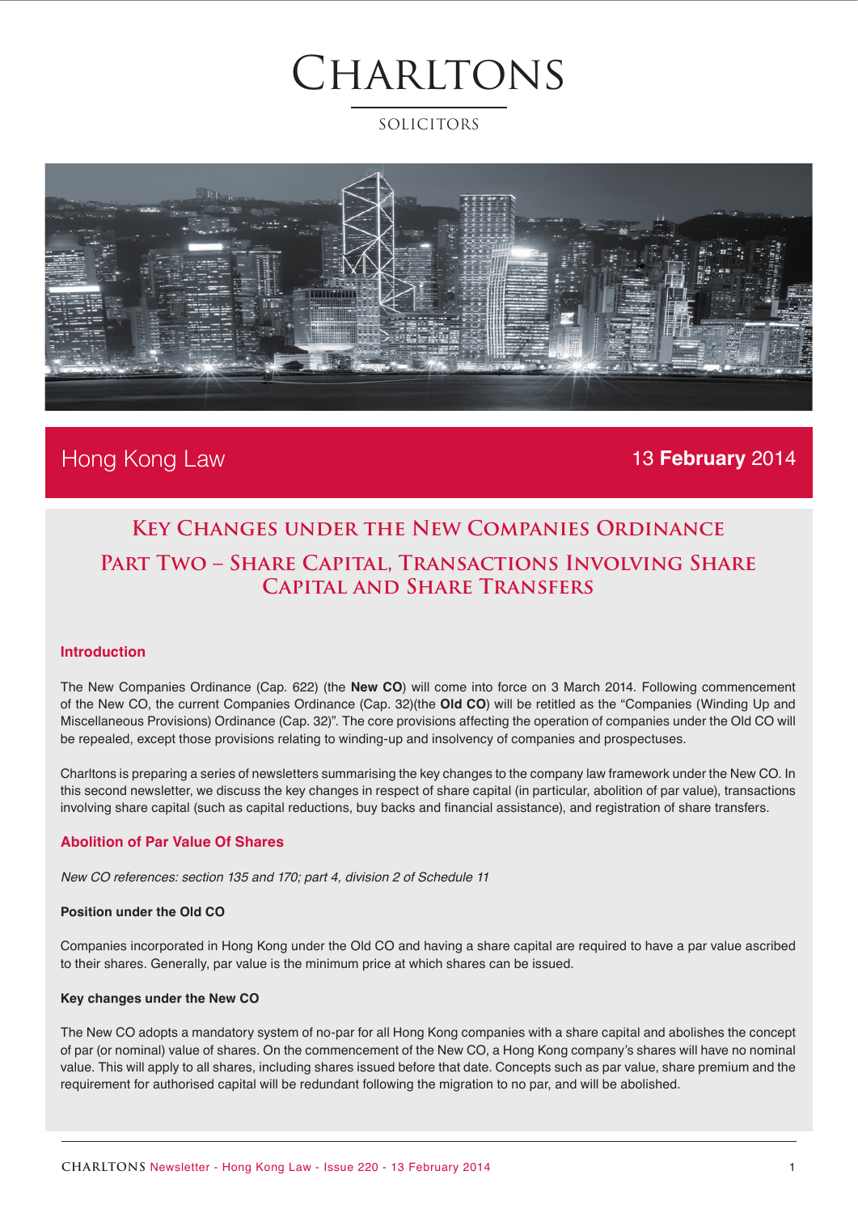# CHARLTONS

SOLICITORS

Hong Kong Law

13 **February** 2014

# Key Changes under the New Companies Ordinance

## Part Two – Share Capital, Transactions Involving Share Capital and Share Transfers

### Introduction

The New Companies Ordinance (Cap. 622) (the **New CO**) will come into force on 3 March 2014. Following commencement of the New CO, the current Companies Ordinance (Cap. 32)(the **Old CO**) will be retitled as the "Companies (Winding Up and Miscellaneous Provisions) Ordinance (Cap. 32)". The core provisions affecting the operation of companies under the Old CO will be repealed, except those provisions relating to winding-up and insolvency of companies and prospectuses.

Charltons is preparing a series of newsletters summarising the key changes to the company law framework under the New CO. In this second newsletter, we discuss the key changes in respect of share capital (in particular, abolition of par value), transactions involving share capital (such as capital reductions, buy backs and financial assistance), and registration of share transfers.

### Abolition of Par Value Of Shares

*New CO references: section 135 and 170; part 4, division 2 of Schedule 11*

**Position under the Old CO**

Companies incorporated in Hong Kong under the Old CO and having a share capital are required to have a par value ascribed to their shares. Generally, par value is the minimum price at which shares can be issued.

**Key changes under the New CO**

The New CO adopts a mandatory system of no-par for all Hong Kong companies with a share capital and abolishes the concept of par (or nominal) value of shares. On the commencement of the New CO, a Hong Kong company's shares will have no nominal value. This will apply to all shares, including shares issued before that date. Concepts such as par value, share premium and the requirement for authorised capital will be redundant following the migration to no par, and will be abolished.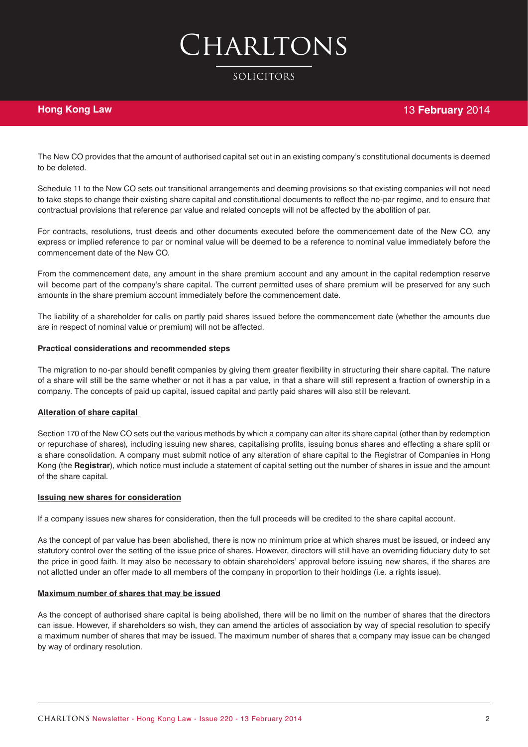The New CO provides that the amount of authorised capital set out in an existing company's constitutional documents is deemed to be deleted.

Schedule 11 to the New CO sets out transitional arrangements and deeming provisions so that existing companies will not need to take steps to change their existing share capital and constitutional documents to reflect the no-par regime, and to ensure that contractual provisions that reference par value and related concepts will not be affected by the abolition of par.

For contracts, resolutions, trust deeds and other documents executed before the commencement date of the New CO, any express or implied reference to par or nominal value will be deemed to be a reference to nominal value immediately before the commencement date of the New CO.

From the commencement date, any amount in the share premium account and any amount in the capital redemption reserve will become part of the company's share capital. The current permitted uses of share premium will be preserved for any such amounts in the share premium account immediately before the commencement date.

The liability of a shareholder for calls on partly paid shares issued before the commencement date (whether the amounts due are in respect of nominal value or premium) will not be affected.

**Practical considerations and recommended steps**

The migration to no-par should benefit companies by giving them greater flexibility in structuring their share capital. The nature of a share will still be the same whether or not it has a par value, in that a share will still represent a fraction of ownership in a company. The concepts of paid up capital, issued capital and partly paid shares will also still be relevant.

**Alteration of share capital**

Section 170 of the New CO sets out the various methods by which a company can alter its share capital (other than by redemption or repurchase of shares), including issuing new shares, capitalising profits, issuing bonus shares and effecting a share split or a share consolidation. A company must submit notice of any alteration of share capital to the Registrar of Companies in Hong Kong (the **Registrar**), which notice must include a statement of capital setting out the number of shares in issue and the amount of the share capital.

**Issuing new shares for consideration**

If a company issues new shares for consideration, then the full proceeds will be credited to the share capital account.

As the concept of par value has been abolished, there is now no minimum price at which shares must be issued, or indeed any statutory control over the setting of the issue price of shares. However, directors will still have an overriding fiduciary duty to set the price in good faith. It may also be necessary to obtain shareholders' approval before issuing new shares, if the shares are not allotted under an offer made to all members of the company in proportion to their holdings (i.e. a rights issue).

**Maximum number of shares that may be issued**

As the concept of authorised share capital is being abolished, there will be no limit on the number of shares that the directors can issue. However, if shareholders so wish, they can amend the articles of association by way of special resolution to specify a maximum number of shares that may be issued. The maximum number of shares that a company may issue can be changed by way of ordinary resolution.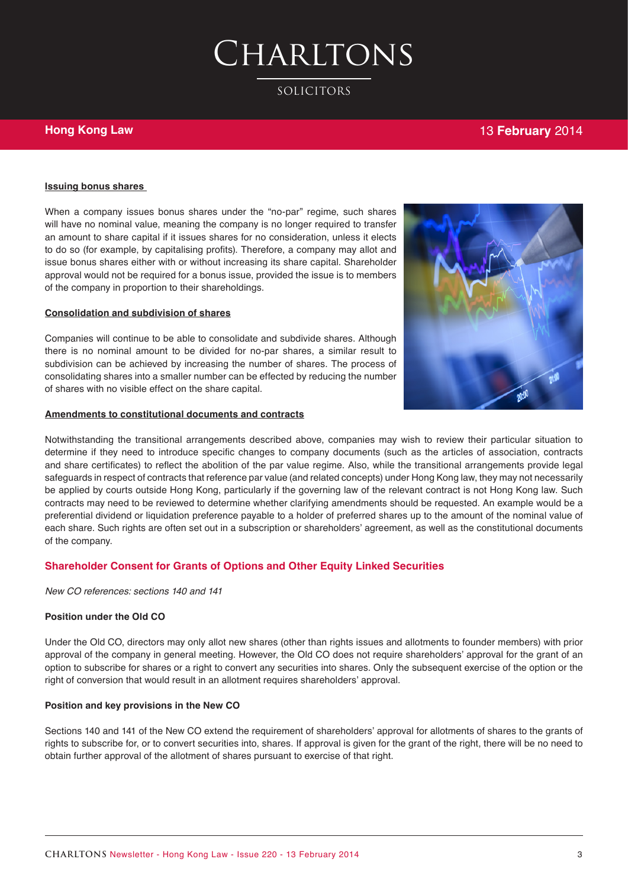### Issuing bonus shares

When a company issues bonus shares under the "no-par" regime, such shares will have no nominal value, meaning the company is no longer required to transfer an amount to share capital if it issues shares for no consideration, unless it elects to do so (for example, by capitalising profits). Therefore, a company may allot and issue bonus shares either with or without increasing its share capital. Shareholder approval would not be required for a bonus issue, provided the issue is to members of the company in proportion to their shareholdings.

### Consolidation and subdivision of shares

Companies will continue to be able to consolidate and subdivide shares. Although there is no nominal amount to be divided for no-par shares, a similar result to subdivision can be achieved by increasing the number of shares. The process of consolidating shares into a smaller number can be effected by reducing the number of shares with no visible effect on the share capital.

### Amendments to constitutional documents and contracts

Notwithstanding the transitional arrangements described above, companies may wish to review their particular situation to determine if they need to introduce specific changes to company documents (such as the articles of association, contracts and share certificates) to reflect the abolition of the par value regime. Also, while the transitional arrangements provide legal safeguards in respect of contracts that reference par value (and related concepts) under Hong Kong law, they may not necessarily be applied by courts outside Hong Kong, particularly if the governing law of the relevant contract is not Hong Kong law. Such contracts may need to be reviewed to determine whether clarifying amendments should be requested. An example would be a preferential dividend or liquidation preference payable to a holder of preferred shares up to the amount of the nominal value of each share. Such rights are often set out in a subscription or shareholders' agreement, as well as the constitutional documents of the company.

## Shareholder Consent for Grants of Options and Other Equity Linked Securities

*New CO references: sections 140 and 141*

**Position under the Old CO**

Under the Old CO, directors may only allot new shares (other than rights issues and allotments to founder members) with prior approval of the company in general meeting. However, the Old CO does not require shareholders' approval for the grant of an option to subscribe for shares or a right to convert any securities into shares. Only the subsequent exercise of the option or the right of conversion that would result in an allotment requires shareholders' approval.

**Position and key provisions in the New CO**

Sections 140 and 141 of the New CO extend the requirement of shareholders' approval for allotments of shares to the grants of rights to subscribe for, or to convert securities into, shares. If approval is given for the grant of the right, there will be no need to obtain further approval of the allotment of shares pursuant to exercise of that right.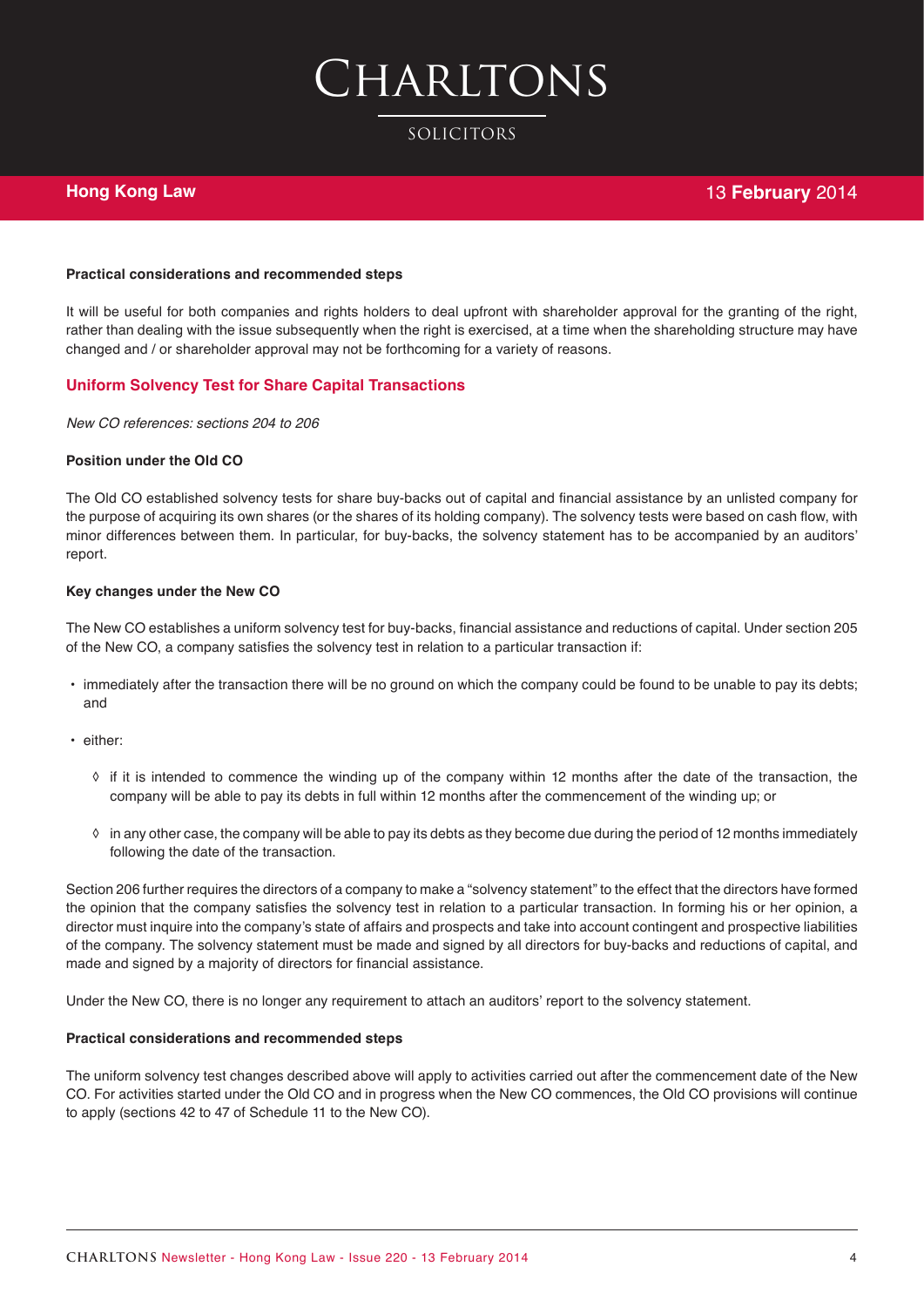#### Practical considerations and recommended steps

It will be useful for both companies and rights holders to deal upfront with shareholder approval for the granting of the right, rather than dealing with the issue subsequently when the right is exercised, at a time when the shareholding structure may have changed and / or shareholder approval may not be forthcoming for a variety of reasons.

### Uniform Solvency Test for Share Capital Transactions

*New CO references: sections 204 to 206*

#### Position under the Old CO

The Old CO established solvency tests for share buy-backs out of capital and financial assistance by an unlisted company for the purpose of acquiring its own shares (or the shares of its holding company). The solvency tests were based on cash flow, with minor differences between them. In particular, for buy-backs, the solvency statement has to be accompanied by an auditors' report.

#### Key changes under the New CO

The New CO establishes a uniform solvency test for buy-backs, financial assistance and reductions of capital. Under section 205 of the New CO, a company satisfies the solvency test in relation to a particular transaction if:

- immediately after the transaction there will be no ground on which the company could be found to be unable to pay its debts; and
- either:
  - ◊ if it is intended to commence the winding up of the company within 12 months after the date of the transaction, the company will be able to pay its debts in full within 12 months after the commencement of the winding up; or
  - ◊ in any other case, the company will be able to pay its debts as they become due during the period of 12 months immediately following the date of the transaction.

Section 206 further requires the directors of a company to make a "solvency statement" to the effect that the directors have formed the opinion that the company satisfies the solvency test in relation to a particular transaction. In forming his or her opinion, a director must inquire into the company's state of affairs and prospects and take into account contingent and prospective liabilities of the company. The solvency statement must be made and signed by all directors for buy-backs and reductions of capital, and made and signed by a majority of directors for financial assistance.

Under the New CO, there is no longer any requirement to attach an auditors' report to the solvency statement.

#### Practical considerations and recommended steps

The uniform solvency test changes described above will apply to activities carried out after the commencement date of the New CO. For activities started under the Old CO and in progress when the New CO commences, the Old CO provisions will continue to apply (sections 42 to 47 of Schedule 11 to the New CO).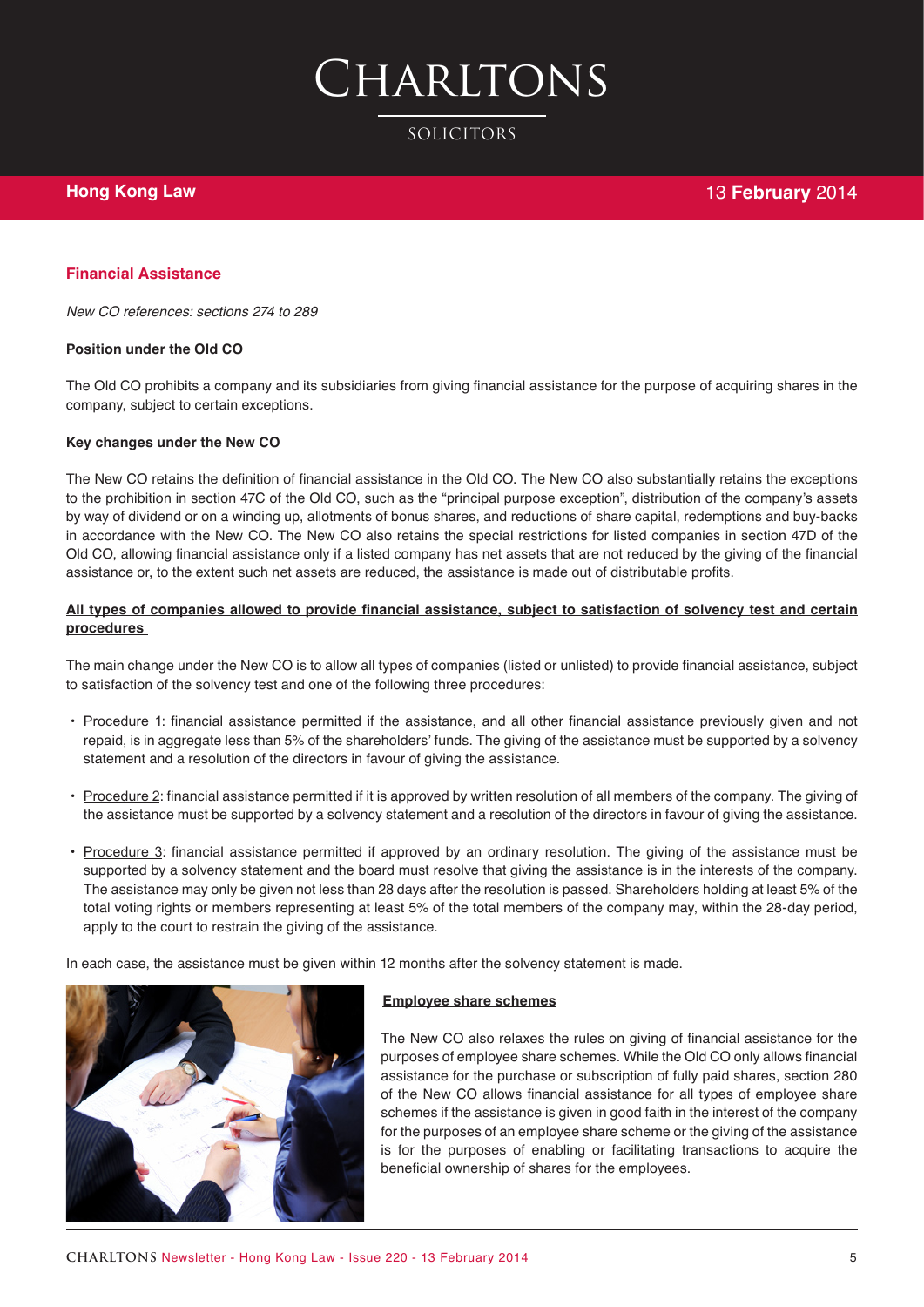## Financial Assistance

*New CO references: sections 274 to 289*

**Position under the Old CO**

The Old CO prohibits a company and its subsidiaries from giving financial assistance for the purpose of acquiring shares in the company, subject to certain exceptions.

**Key changes under the New CO**

The New CO retains the definition of financial assistance in the Old CO. The New CO also substantially retains the exceptions to the prohibition in section 47C of the Old CO, such as the "principal purpose exception", distribution of the company's assets by way of dividend or on a winding up, allotments of bonus shares, and reductions of share capital, redemptions and buy-backs in accordance with the New CO. The New CO also retains the special restrictions for listed companies in section 47D of the Old CO, allowing financial assistance only if a listed company has net assets that are not reduced by the giving of the financial assistance or, to the extent such net assets are reduced, the assistance is made out of distributable profits.

**All types of companies allowed to provide financial assistance, subject to satisfaction of solvency test and certain procedures**

The main change under the New CO is to allow all types of companies (listed or unlisted) to provide financial assistance, subject to satisfaction of the solvency test and one of the following three procedures:

- Procedure 1: financial assistance permitted if the assistance, and all other financial assistance previously given and not repaid, is in aggregate less than 5% of the shareholders' funds. The giving of the assistance must be supported by a solvency statement and a resolution of the directors in favour of giving the assistance.
- Procedure 2: financial assistance permitted if it is approved by written resolution of all members of the company. The giving of the assistance must be supported by a solvency statement and a resolution of the directors in favour of giving the assistance.
- Procedure 3: financial assistance permitted if approved by an ordinary resolution. The giving of the assistance must be supported by a solvency statement and the board must resolve that giving the assistance is in the interests of the company. The assistance may only be given not less than 28 days after the resolution is passed. Shareholders holding at least 5% of the total voting rights or members representing at least 5% of the total members of the company may, within the 28-day period, apply to the court to restrain the giving of the assistance.

In each case, the assistance must be given within 12 months after the solvency statement is made.

**Employee share schemes**

The New CO also relaxes the rules on giving of financial assistance for the purposes of employee share schemes. While the Old CO only allows financial assistance for the purchase or subscription of fully paid shares, section 280 of the New CO allows financial assistance for all types of employee share schemes if the assistance is given in good faith in the interest of the company for the purposes of an employee share scheme or the giving of the assistance is for the purposes of enabling or facilitating transactions to acquire the beneficial ownership of shares for the employees.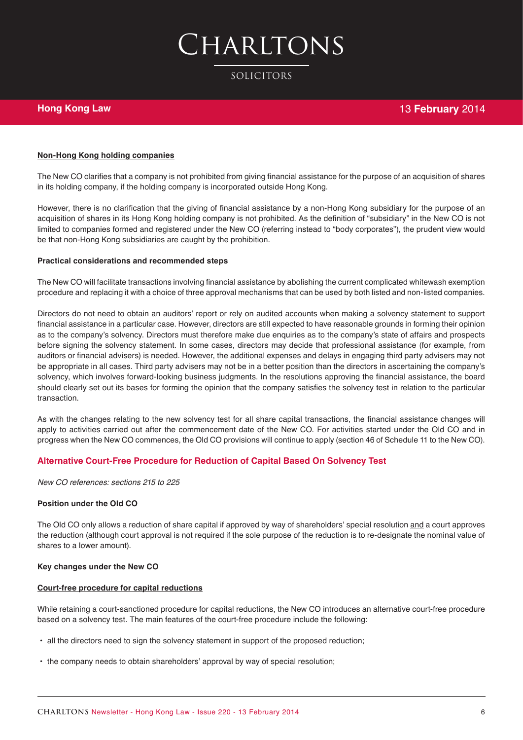#### Non-Hong Kong holding companies

The New CO clarifies that a company is not prohibited from giving financial assistance for the purpose of an acquisition of shares in its holding company, if the holding company is incorporated outside Hong Kong.

However, there is no clarification that the giving of financial assistance by a non-Hong Kong subsidiary for the purpose of an acquisition of shares in its Hong Kong holding company is not prohibited. As the definition of "subsidiary" in the New CO is not limited to companies formed and registered under the New CO (referring instead to "body corporates"), the prudent view would be that non-Hong Kong subsidiaries are caught by the prohibition.

### Practical considerations and recommended steps

The New CO will facilitate transactions involving financial assistance by abolishing the current complicated whitewash exemption procedure and replacing it with a choice of three approval mechanisms that can be used by both listed and non-listed companies.

Directors do not need to obtain an auditors' report or rely on audited accounts when making a solvency statement to support financial assistance in a particular case. However, directors are still expected to have reasonable grounds in forming their opinion as to the company's solvency. Directors must therefore make due enquiries as to the company's state of affairs and prospects before signing the solvency statement. In some cases, directors may decide that professional assistance (for example, from auditors or financial advisers) is needed. However, the additional expenses and delays in engaging third party advisers may not be appropriate in all cases. Third party advisers may not be in a better position than the directors in ascertaining the company's solvency, which involves forward-looking business judgments. In the resolutions approving the financial assistance, the board should clearly set out its bases for forming the opinion that the company satisfies the solvency test in relation to the particular transaction.

As with the changes relating to the new solvency test for all share capital transactions, the financial assistance changes will apply to activities carried out after the commencement date of the New CO. For activities started under the Old CO and in progress when the New CO commences, the Old CO provisions will continue to apply (section 46 of Schedule 11 to the New CO).

## Alternative Court-Free Procedure for Reduction of Capital Based On Solvency Test

*New CO references: sections 215 to 225*

### Position under the Old CO

The Old CO only allows a reduction of share capital if approved by way of shareholders' special resolution and a court approves the reduction (although court approval is not required if the sole purpose of the reduction is to re-designate the nominal value of shares to a lower amount).

### Key changes under the New CO

#### Court-free procedure for capital reductions

While retaining a court-sanctioned procedure for capital reductions, the New CO introduces an alternative court-free procedure based on a solvency test. The main features of the court-free procedure include the following:

- all the directors need to sign the solvency statement in support of the proposed reduction;
- the company needs to obtain shareholders' approval by way of special resolution;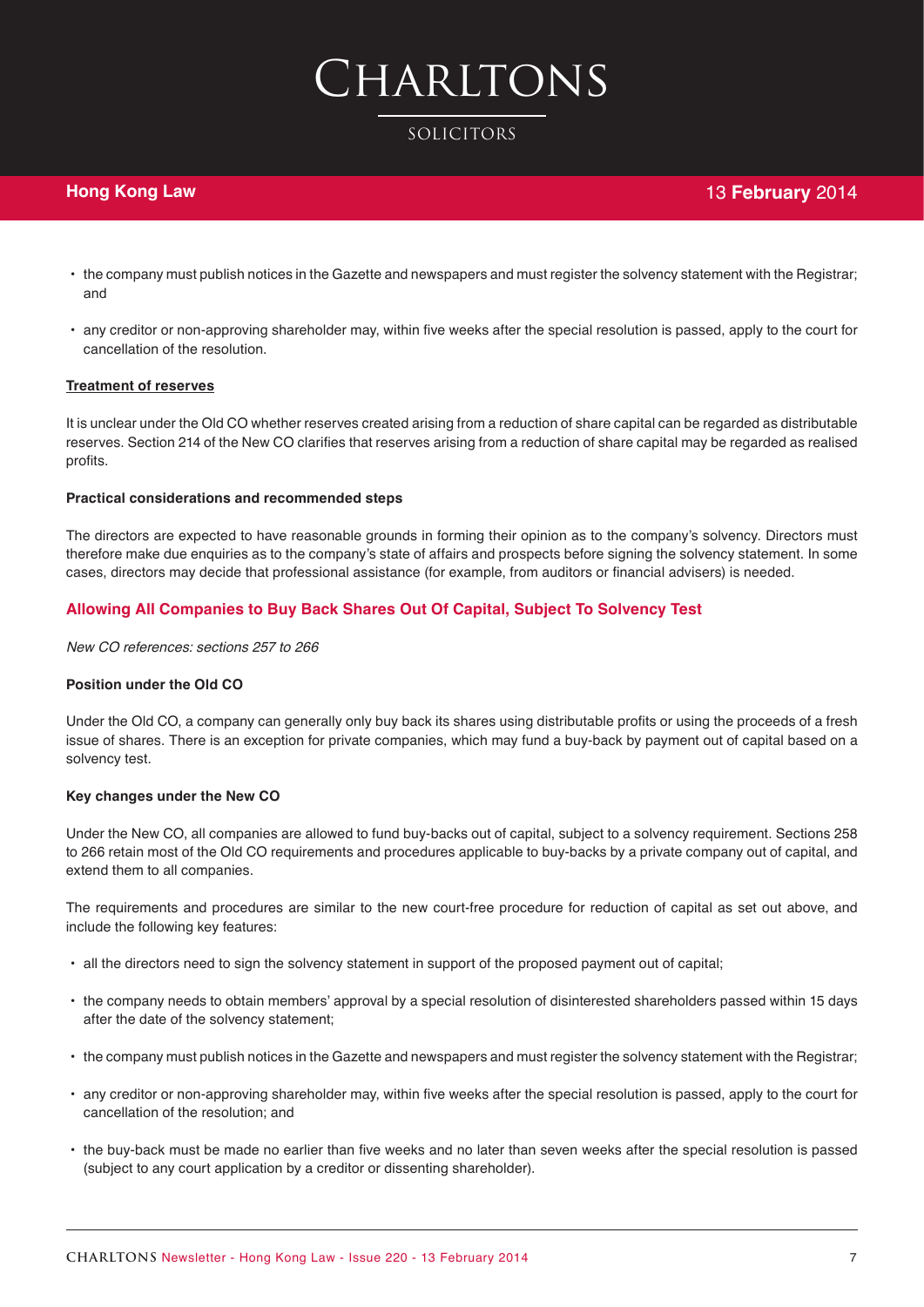- the company must publish notices in the Gazette and newspapers and must register the solvency statement with the Registrar; and
- any creditor or non-approving shareholder may, within five weeks after the special resolution is passed, apply to the court for cancellation of the resolution.

**Treatment of reserves**

It is unclear under the Old CO whether reserves created arising from a reduction of share capital can be regarded as distributable reserves. Section 214 of the New CO clarifies that reserves arising from a reduction of share capital may be regarded as realised profits.

**Practical considerations and recommended steps**

The directors are expected to have reasonable grounds in forming their opinion as to the company's solvency. Directors must therefore make due enquiries as to the company's state of affairs and prospects before signing the solvency statement. In some cases, directors may decide that professional assistance (for example, from auditors or financial advisers) is needed.

## Allowing All Companies to Buy Back Shares Out Of Capital, Subject To Solvency Test

*New CO references: sections 257 to 266*

**Position under the Old CO**

Under the Old CO, a company can generally only buy back its shares using distributable profits or using the proceeds of a fresh issue of shares. There is an exception for private companies, which may fund a buy-back by payment out of capital based on a solvency test.

**Key changes under the New CO**

Under the New CO, all companies are allowed to fund buy-backs out of capital, subject to a solvency requirement. Sections 258 to 266 retain most of the Old CO requirements and procedures applicable to buy-backs by a private company out of capital, and extend them to all companies.

The requirements and procedures are similar to the new court-free procedure for reduction of capital as set out above, and include the following key features:

- all the directors need to sign the solvency statement in support of the proposed payment out of capital;
- the company needs to obtain members' approval by a special resolution of disinterested shareholders passed within 15 days after the date of the solvency statement;
- the company must publish notices in the Gazette and newspapers and must register the solvency statement with the Registrar;
- any creditor or non-approving shareholder may, within five weeks after the special resolution is passed, apply to the court for cancellation of the resolution; and
- the buy-back must be made no earlier than five weeks and no later than seven weeks after the special resolution is passed (subject to any court application by a creditor or dissenting shareholder).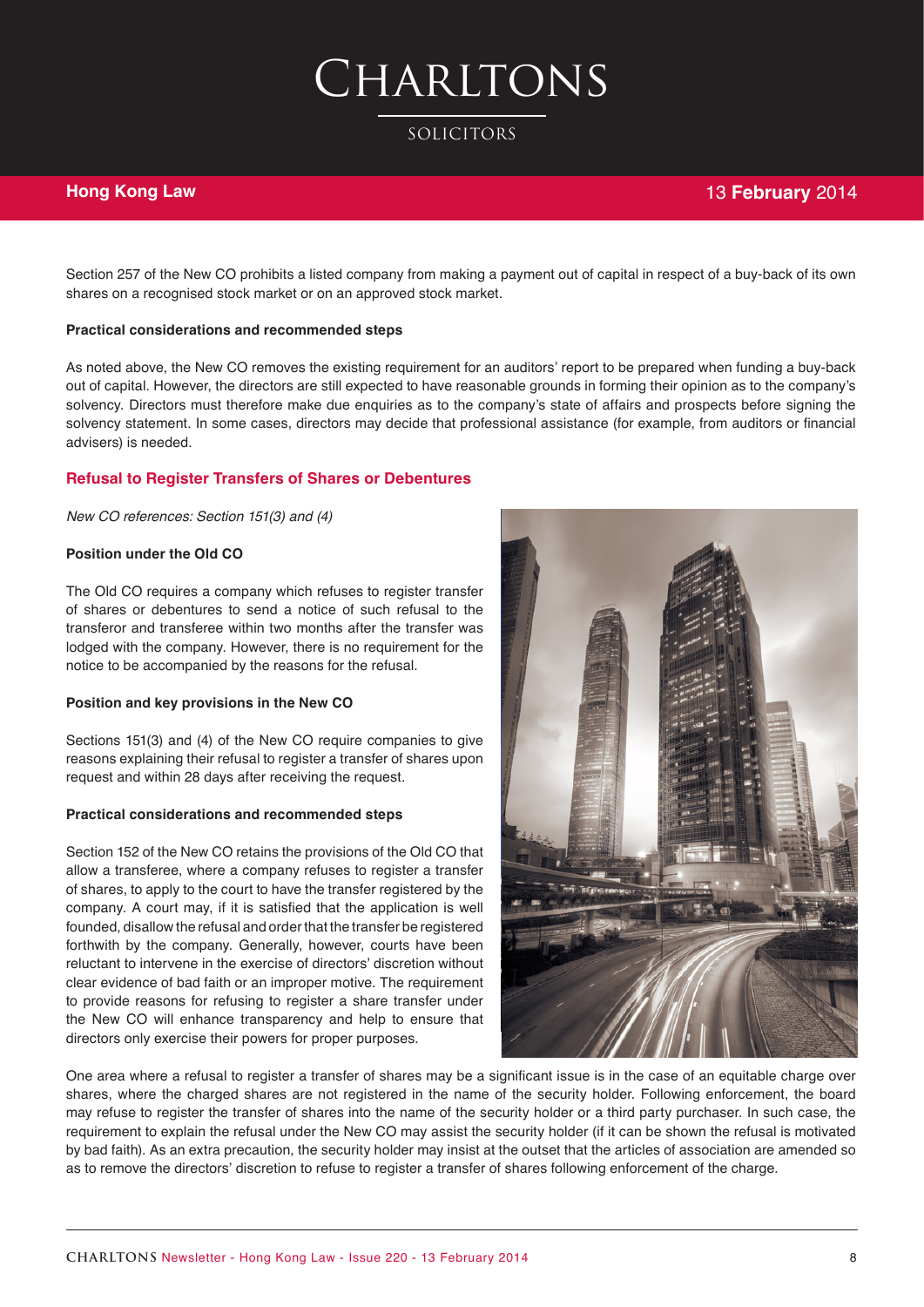Section 257 of the New CO prohibits a listed company from making a payment out of capital in respect of a buy-back of its own shares on a recognised stock market or on an approved stock market.

**Practical considerations and recommended steps**

As noted above, the New CO removes the existing requirement for an auditors' report to be prepared when funding a buy-back out of capital. However, the directors are still expected to have reasonable grounds in forming their opinion as to the company's solvency. Directors must therefore make due enquiries as to the company's state of affairs and prospects before signing the solvency statement. In some cases, directors may decide that professional assistance (for example, from auditors or financial advisers) is needed.

## Refusal to Register Transfers of Shares or Debentures

*New CO references: Section 151(3) and (4)*

**Position under the Old CO**

The Old CO requires a company which refuses to register transfer of shares or debentures to send a notice of such refusal to the transferor and transferee within two months after the transfer was lodged with the company. However, there is no requirement for the notice to be accompanied by the reasons for the refusal.

**Position and key provisions in the New CO**

Sections 151(3) and (4) of the New CO require companies to give reasons explaining their refusal to register a transfer of shares upon request and within 28 days after receiving the request.

**Practical considerations and recommended steps**

Section 152 of the New CO retains the provisions of the Old CO that allow a transferee, where a company refuses to register a transfer of shares, to apply to the court to have the transfer registered by the company. A court may, if it is satisfied that the application is well founded, disallow the refusal and order that the transfer be registered forthwith by the company. Generally, however, courts have been reluctant to intervene in the exercise of directors' discretion without clear evidence of bad faith or an improper motive. The requirement to provide reasons for refusing to register a share transfer under the New CO will enhance transparency and help to ensure that directors only exercise their powers for proper purposes.

One area where a refusal to register a transfer of shares may be a significant issue is in the case of an equitable charge over shares, where the charged shares are not registered in the name of the security holder. Following enforcement, the board may refuse to register the transfer of shares into the name of the security holder or a third party purchaser. In such case, the requirement to explain the refusal under the New CO may assist the security holder (if it can be shown the refusal is motivated by bad faith). As an extra precaution, the security holder may insist at the outset that the articles of association are amended so as to remove the directors' discretion to refuse to register a transfer of shares following enforcement of the charge.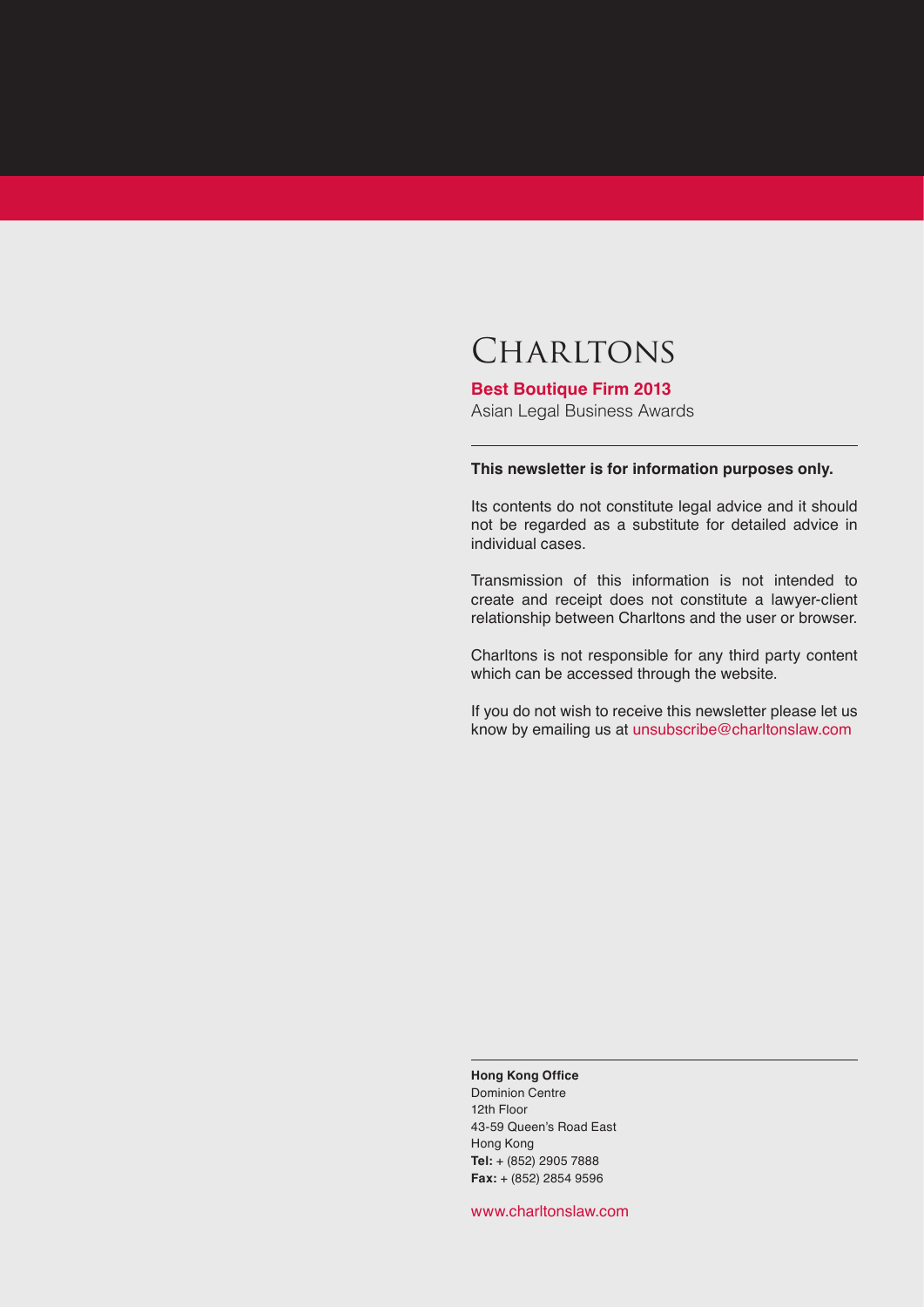# Charltons

**Best Boutique Firm 2013**
Asian Legal Business Awards

---

**This newsletter is for information purposes only.**

Its contents do not constitute legal advice and it should not be regarded as a substitute for detailed advice in individual cases.

Transmission of this information is not intended to create and receipt does not constitute a lawyer-client relationship between Charltons and the user or browser.

Charltons is not responsible for any third party content which can be accessed through the website.

If you do not wish to receive this newsletter please let us know by emailing us at unsubscribe@charltonslaw.com

---

**Hong Kong Office**
Dominion Centre
12th Floor
43-59 Queen's Road East
Hong Kong
**Tel:** + (852) 2905 7888
**Fax:** + (852) 2854 9596

www.charltonslaw.com